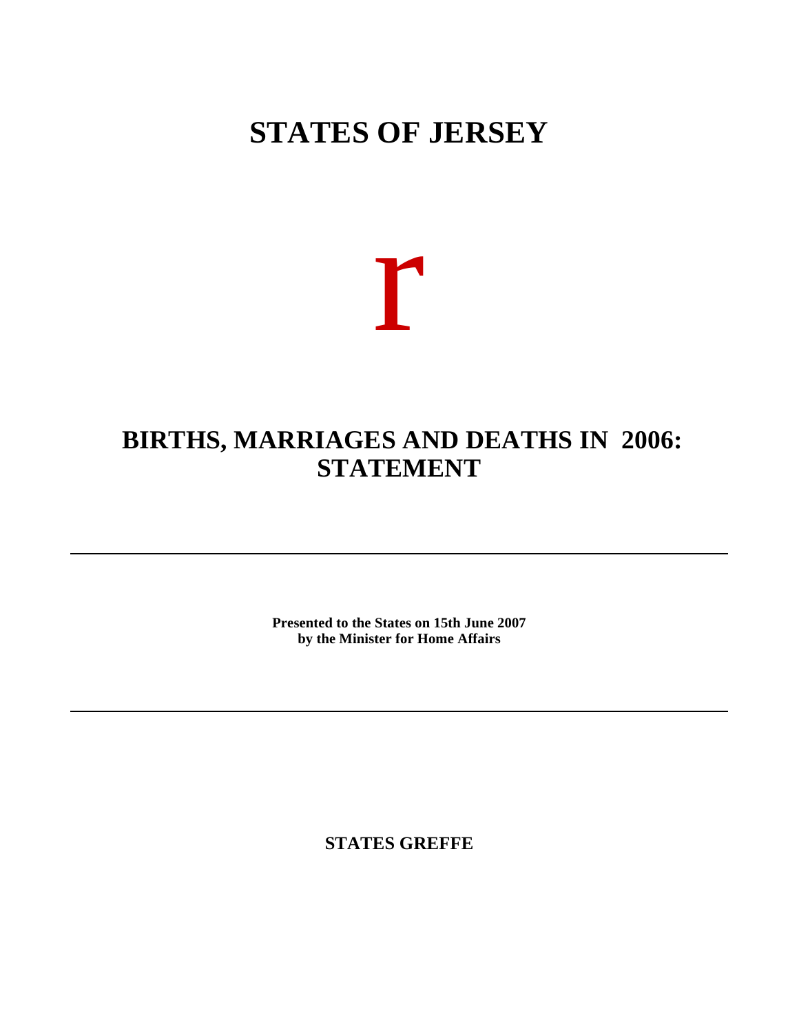# STATES OF JERSEY

r

## BIRTHS, MARRIAGES AND DEATHS IN 2006: STATEMENT

---

**Presented to the States on 15th June 2007**
**by the Minister for Home Affairs**

---

**STATES GREFFE**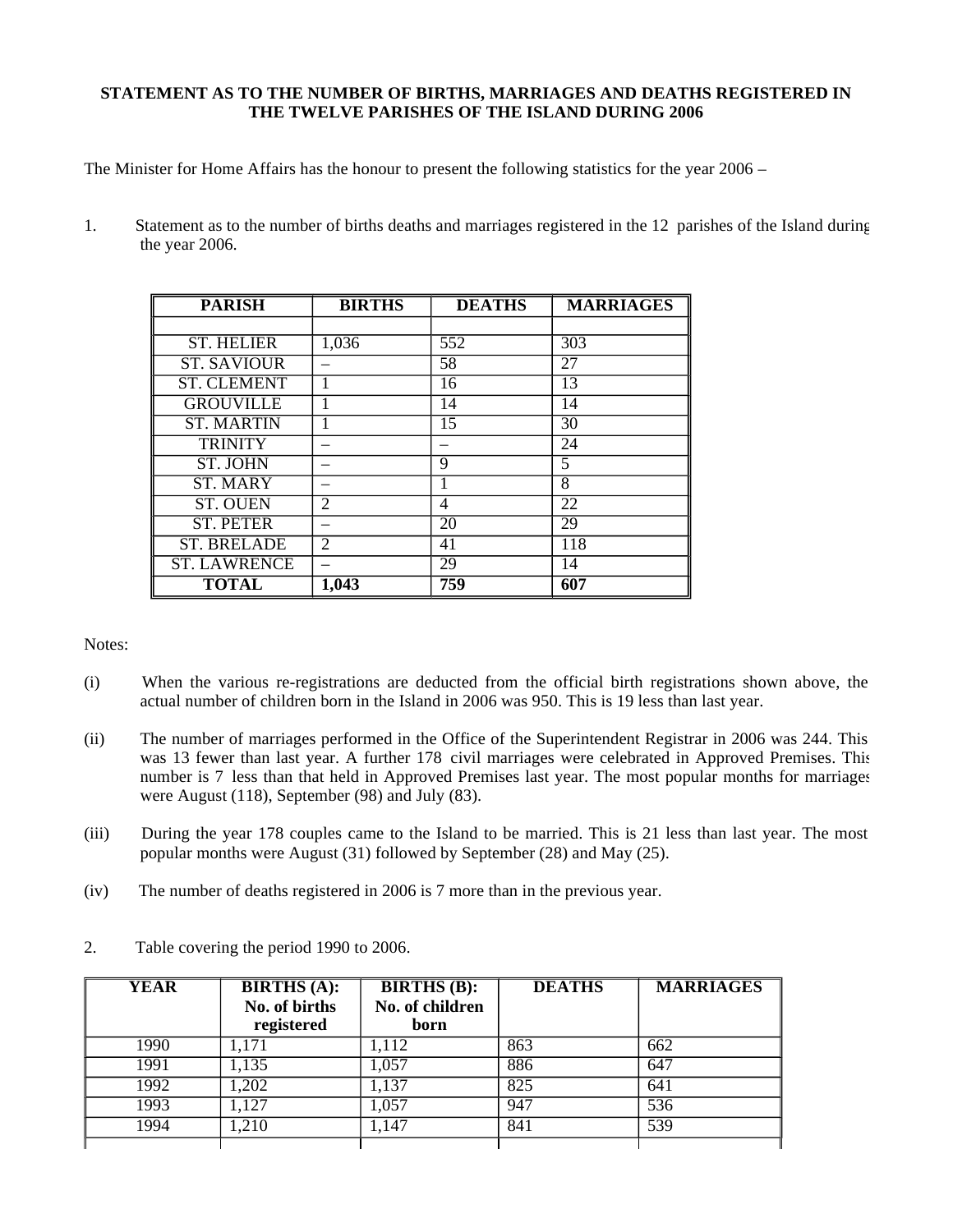**STATEMENT AS TO THE NUMBER OF BIRTHS, MARRIAGES AND DEATHS REGISTERED IN THE TWELVE PARISHES OF THE ISLAND DURING 2006**

The Minister for Home Affairs has the honour to present the following statistics for the year 2006 –

1. Statement as to the number of births deaths and marriages registered in the 12 parishes of the Island during the year 2006.

| PARISH | BIRTHS | DEATHS | MARRIAGES |
|---|---|---|---|
| | | | |
| ST. HELIER | 1,036 | 552 | 303 |
| ST. SAVIOUR | – | 58 | 27 |
| ST. CLEMENT | 1 | 16 | 13 |
| GROUVILLE | 1 | 14 | 14 |
| ST. MARTIN | 1 | 15 | 30 |
| TRINITY | – | – | 24 |
| ST. JOHN | – | 9 | 5 |
| ST. MARY | – | 1 | 8 |
| ST. OUEN | 2 | 4 | 22 |
| ST. PETER | – | 20 | 29 |
| ST. BRELADE | 2 | 41 | 118 |
| ST. LAWRENCE | – | 29 | 14 |
| **TOTAL** | **1,043** | **759** | **607** |

Notes:

(i) When the various re-registrations are deducted from the official birth registrations shown above, the actual number of children born in the Island in 2006 was 950. This is 19 less than last year.

(ii) The number of marriages performed in the Office of the Superintendent Registrar in 2006 was 244. This was 13 fewer than last year. A further 178 civil marriages were celebrated in Approved Premises. This number is 7 less than that held in Approved Premises last year. The most popular months for marriages were August (118), September (98) and July (83).

(iii) During the year 178 couples came to the Island to be married. This is 21 less than last year. The most popular months were August (31) followed by September (28) and May (25).

(iv) The number of deaths registered in 2006 is 7 more than in the previous year.

2. Table covering the period 1990 to 2006.

| YEAR | BIRTHS (A): No. of births registered | BIRTHS (B): No. of children born | DEATHS | MARRIAGES |
|---|---|---|---|---|
| 1990 | 1,171 | 1,112 | 863 | 662 |
| 1991 | 1,135 | 1,057 | 886 | 647 |
| 1992 | 1,202 | 1,137 | 825 | 641 |
| 1993 | 1,127 | 1,057 | 947 | 536 |
| 1994 | 1,210 | 1,147 | 841 | 539 |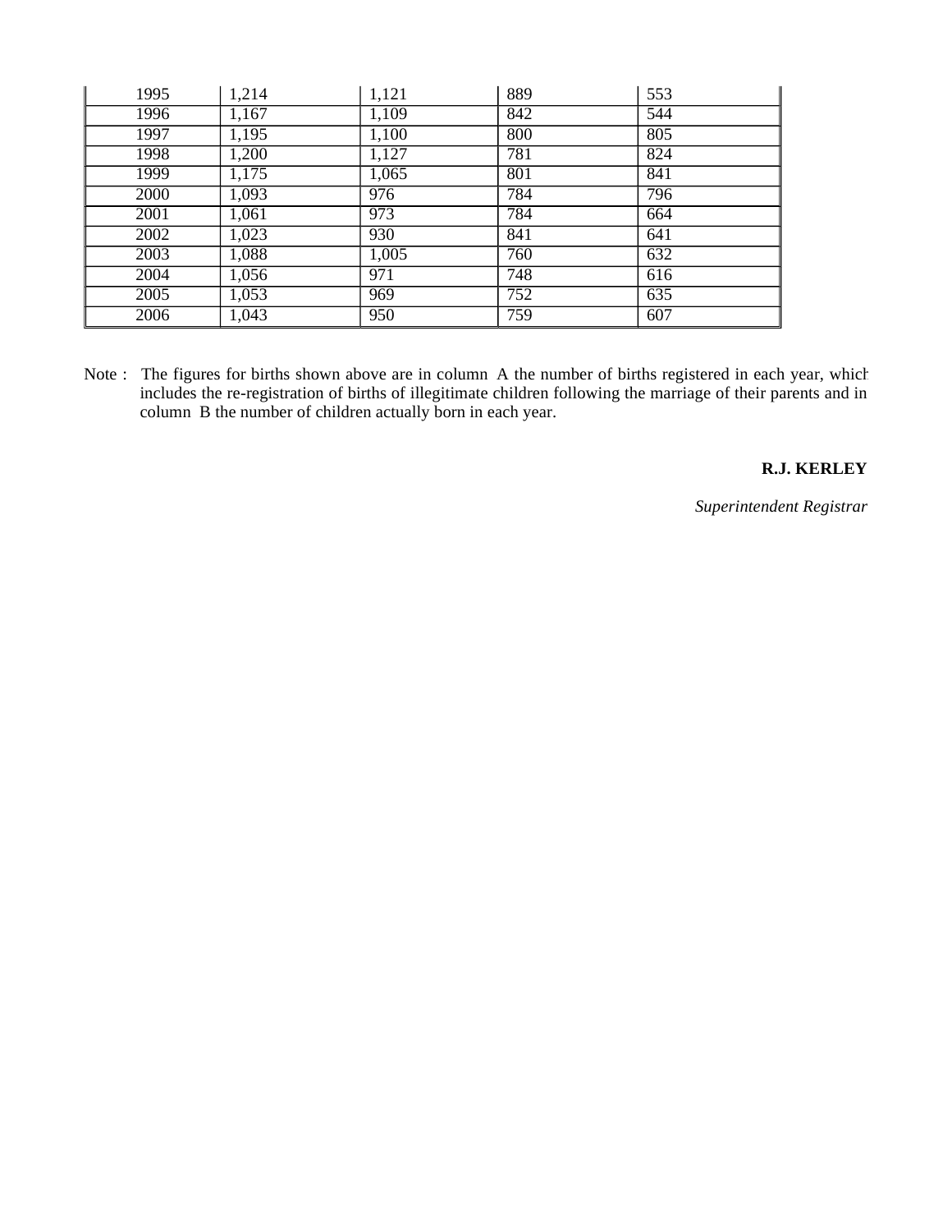| | | | | |
|---|---|---|---|---|
| 1995 | 1,214 | 1,121 | 889 | 553 |
| 1996 | 1,167 | 1,109 | 842 | 544 |
| 1997 | 1,195 | 1,100 | 800 | 805 |
| 1998 | 1,200 | 1,127 | 781 | 824 |
| 1999 | 1,175 | 1,065 | 801 | 841 |
| 2000 | 1,093 | 976 | 784 | 796 |
| 2001 | 1,061 | 973 | 784 | 664 |
| 2002 | 1,023 | 930 | 841 | 641 |
| 2003 | 1,088 | 1,005 | 760 | 632 |
| 2004 | 1,056 | 971 | 748 | 616 |
| 2005 | 1,053 | 969 | 752 | 635 |
| 2006 | 1,043 | 950 | 759 | 607 |

Note : The figures for births shown above are in column A the number of births registered in each year, which includes the re-registration of births of illegitimate children following the marriage of their parents and in column B the number of children actually born in each year.

**R.J. KERLEY**

*Superintendent Registrar*